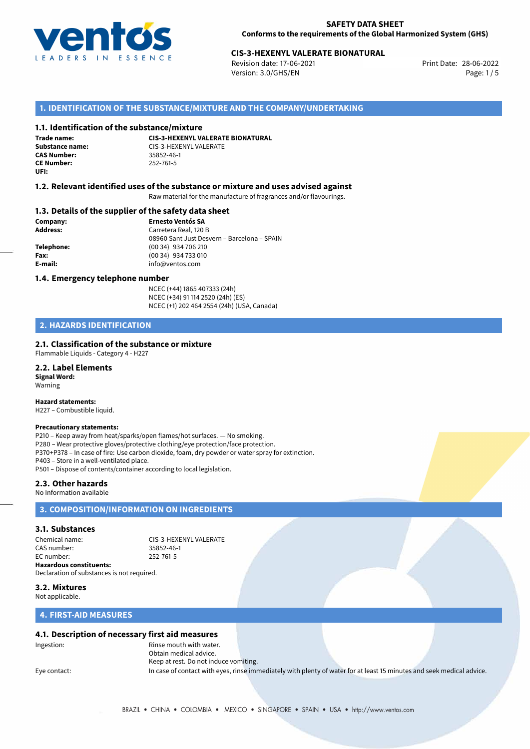**SAFETY DATA SHEET**
**Conforms to the requirements of the Global Harmonized System (GHS)**

**CIS-3-HEXENYL VALERATE BIONATURAL**
Revision date: 17-06-2021
Version: 3.0/GHS/EN
Print Date: 28-06-2022

## 1. IDENTIFICATION OF THE SUBSTANCE/MIXTURE AND THE COMPANY/UNDERTAKING

### 1.1. Identification of the substance/mixture

**Trade name:** **CIS-3-HEXENYL VALERATE BIONATURAL**
**Substance name:** CIS-3-HEXENYL VALERATE
**CAS Number:** 35852-46-1
**CE Number:** 252-761-5
**UFI:**

### 1.2. Relevant identified uses of the substance or mixture and uses advised against

Raw material for the manufacture of fragrances and/or flavourings.

### 1.3. Details of the supplier of the safety data sheet

**Company:** **Ernesto Ventós SA**
**Address:** Carretera Real, 120 B
08960 Sant Just Desvern – Barcelona – SPAIN
**Telephone:** (00 34) 934 706 210
**Fax:** (00 34) 934 733 010
**E-mail:** info@ventos.com

### 1.4. Emergency telephone number

NCEC (+44) 1865 407333 (24h)
NCEC (+34) 91 114 2520 (24h) (ES)
NCEC (+1) 202 464 2554 (24h) (USA, Canada)

## 2. HAZARDS IDENTIFICATION

### 2.1. Classification of the substance or mixture

Flammable Liquids - Category 4 - H227

### 2.2. Label Elements

**Signal Word:**
Warning

**Hazard statements:**
H227 – Combustible liquid.

**Precautionary statements:**
P210 – Keep away from heat/sparks/open flames/hot surfaces. — No smoking.
P280 – Wear protective gloves/protective clothing/eye protection/face protection.
P370+P378 – In case of fire: Use carbon dioxide, foam, dry powder or water spray for extinction.
P403 – Store in a well-ventilated place.
P501 – Dispose of contents/container according to local legislation.

### 2.3. Other hazards

No Information available

## 3. COMPOSITION/INFORMATION ON INGREDIENTS

### 3.1. Substances

Chemical name: CIS-3-HEXENYL VALERATE
CAS number: 35852-46-1
EC number: 252-761-5
**Hazardous constituents:**
Declaration of substances is not required.

### 3.2. Mixtures

Not applicable.

## 4. FIRST-AID MEASURES

### 4.1. Description of necessary first aid measures

Ingestion: Rinse mouth with water.
Obtain medical advice.
Keep at rest. Do not induce vomiting.

Eye contact: In case of contact with eyes, rinse immediately with plenty of water for at least 15 minutes and seek medical advice.

BRAZIL • CHINA • COLOMBIA • MEXICO • SINGAPORE • SPAIN • USA • http://www.ventos.com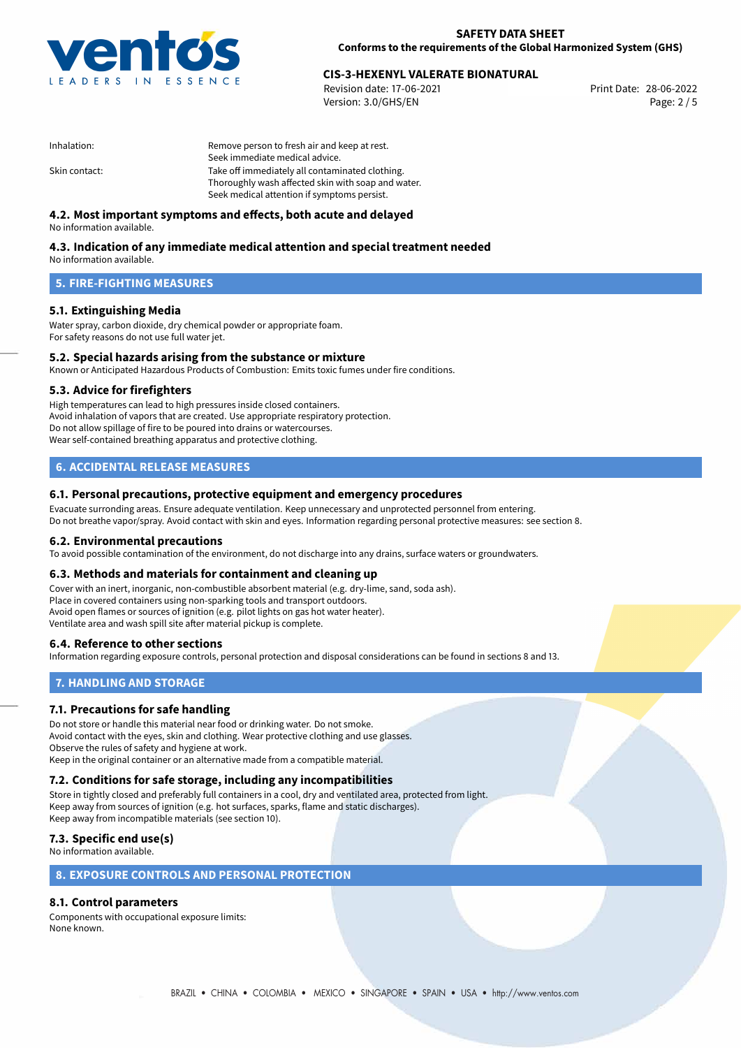| | |
|---|---|
| Inhalation: | Remove person to fresh air and keep at rest.<br>Seek immediate medical advice. |
| Skin contact: | Take off immediately all contaminated clothing.<br>Thoroughly wash affected skin with soap and water.<br>Seek medical attention if symptoms persist. |

### 4.2. Most important symptoms and effects, both acute and delayed

No information available.

### 4.3. Indication of any immediate medical attention and special treatment needed

No information available.

## 5. FIRE-FIGHTING MEASURES

### 5.1. Extinguishing Media

Water spray, carbon dioxide, dry chemical powder or appropriate foam.
For safety reasons do not use full water jet.

### 5.2. Special hazards arising from the substance or mixture

Known or Anticipated Hazardous Products of Combustion: Emits toxic fumes under fire conditions.

### 5.3. Advice for firefighters

High temperatures can lead to high pressures inside closed containers.
Avoid inhalation of vapors that are created. Use appropriate respiratory protection.
Do not allow spillage of fire to be poured into drains or watercourses.
Wear self-contained breathing apparatus and protective clothing.

## 6. ACCIDENTAL RELEASE MEASURES

### 6.1. Personal precautions, protective equipment and emergency procedures

Evacuate surronding areas. Ensure adequate ventilation. Keep unnecessary and unprotected personnel from entering.
Do not breathe vapor/spray. Avoid contact with skin and eyes. Information regarding personal protective measures: see section 8.

### 6.2. Environmental precautions

To avoid possible contamination of the environment, do not discharge into any drains, surface waters or groundwaters.

### 6.3. Methods and materials for containment and cleaning up

Cover with an inert, inorganic, non-combustible absorbent material (e.g. dry-lime, sand, soda ash).
Place in covered containers using non-sparking tools and transport outdoors.
Avoid open flames or sources of ignition (e.g. pilot lights on gas hot water heater).
Ventilate area and wash spill site after material pickup is complete.

### 6.4. Reference to other sections

Information regarding exposure controls, personal protection and disposal considerations can be found in sections 8 and 13.

## 7. HANDLING AND STORAGE

### 7.1. Precautions for safe handling

Do not store or handle this material near food or drinking water. Do not smoke.
Avoid contact with the eyes, skin and clothing. Wear protective clothing and use glasses.
Observe the rules of safety and hygiene at work.
Keep in the original container or an alternative made from a compatible material.

### 7.2. Conditions for safe storage, including any incompatibilities

Store in tightly closed and preferably full containers in a cool, dry and ventilated area, protected from light.
Keep away from sources of ignition (e.g. hot surfaces, sparks, flame and static discharges).
Keep away from incompatible materials (see section 10).

### 7.3. Specific end use(s)

No information available.

## 8. EXPOSURE CONTROLS AND PERSONAL PROTECTION

### 8.1. Control parameters

Components with occupational exposure limits:
None known.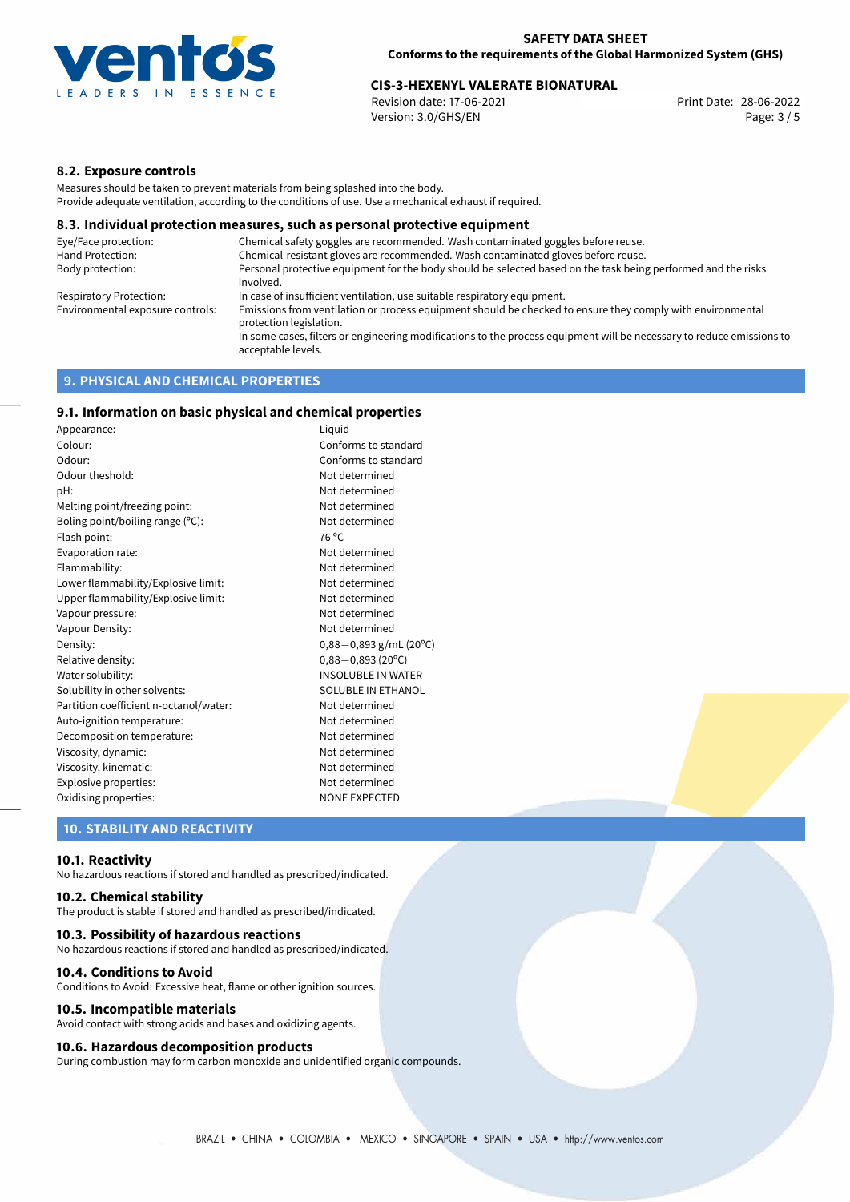### 8.2. Exposure controls

Measures should be taken to prevent materials from being splashed into the body.
Provide adequate ventilation, according to the conditions of use. Use a mechanical exhaust if required.

### 8.3. Individual protection measures, such as personal protective equipment

| | |
|---|---|
| Eye/Face protection: | Chemical safety goggles are recommended. Wash contaminated goggles before reuse. |
| Hand Protection: | Chemical-resistant gloves are recommended. Wash contaminated gloves before reuse. |
| Body protection: | Personal protective equipment for the body should be selected based on the task being performed and the risks involved. |
| Respiratory Protection: | In case of insufficient ventilation, use suitable respiratory equipment. |
| Environmental exposure controls: | Emissions from ventilation or process equipment should be checked to ensure they comply with environmental protection legislation. In some cases, filters or engineering modifications to the process equipment will be necessary to reduce emissions to acceptable levels. |

## 9. PHYSICAL AND CHEMICAL PROPERTIES

### 9.1. Information on basic physical and chemical properties

| | |
|---|---|
| Appearance: | Liquid |
| Colour: | Conforms to standard |
| Odour: | Conforms to standard |
| Odour theshold: | Not determined |
| pH: | Not determined |
| Melting point/freezing point: | Not determined |
| Boling point/boiling range (°C): | Not determined |
| Flash point: | 76 °C |
| Evaporation rate: | Not determined |
| Flammability: | Not determined |
| Lower flammability/Explosive limit: | Not determined |
| Upper flammability/Explosive limit: | Not determined |
| Vapour pressure: | Not determined |
| Vapour Density: | Not determined |
| Density: | 0,88−0,893 g/mL (20°C) |
| Relative density: | 0,88−0,893 (20°C) |
| Water solubility: | INSOLUBLE IN WATER |
| Solubility in other solvents: | SOLUBLE IN ETHANOL |
| Partition coefficient n-octanol/water: | Not determined |
| Auto-ignition temperature: | Not determined |
| Decomposition temperature: | Not determined |
| Viscosity, dynamic: | Not determined |
| Viscosity, kinematic: | Not determined |
| Explosive properties: | Not determined |
| Oxidising properties: | NONE EXPECTED |

## 10. STABILITY AND REACTIVITY

### 10.1. Reactivity

No hazardous reactions if stored and handled as prescribed/indicated.

### 10.2. Chemical stability

The product is stable if stored and handled as prescribed/indicated.

### 10.3. Possibility of hazardous reactions

No hazardous reactions if stored and handled as prescribed/indicated.

### 10.4. Conditions to Avoid

Conditions to Avoid: Excessive heat, flame or other ignition sources.

### 10.5. Incompatible materials

Avoid contact with strong acids and bases and oxidizing agents.

### 10.6. Hazardous decomposition products

During combustion may form carbon monoxide and unidentified organic compounds.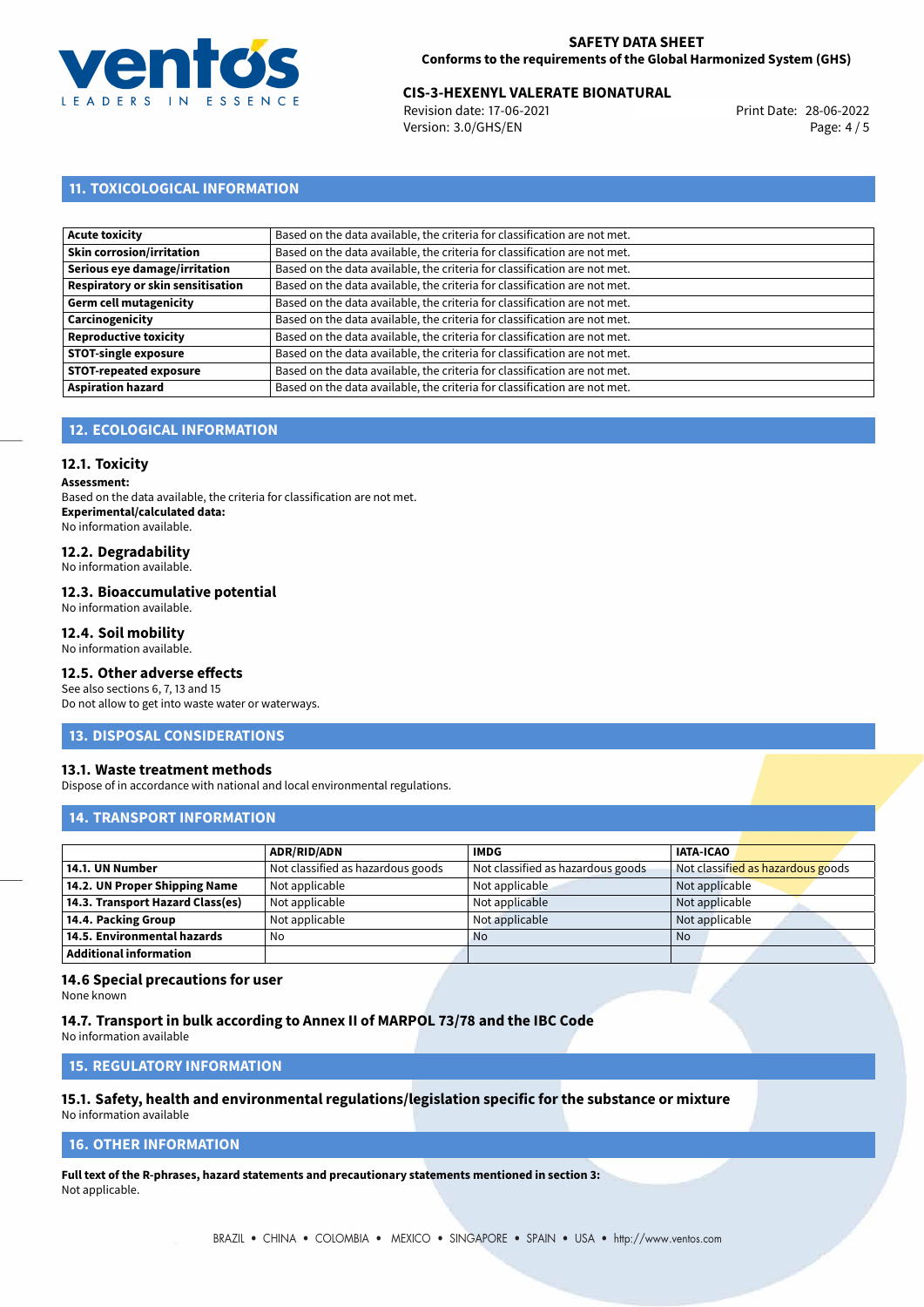## 11. TOXICOLOGICAL INFORMATION

| | |
|---|---|
| **Acute toxicity** | Based on the data available, the criteria for classification are not met. |
| **Skin corrosion/irritation** | Based on the data available, the criteria for classification are not met. |
| **Serious eye damage/irritation** | Based on the data available, the criteria for classification are not met. |
| **Respiratory or skin sensitisation** | Based on the data available, the criteria for classification are not met. |
| **Germ cell mutagenicity** | Based on the data available, the criteria for classification are not met. |
| **Carcinogenicity** | Based on the data available, the criteria for classification are not met. |
| **Reproductive toxicity** | Based on the data available, the criteria for classification are not met. |
| **STOT-single exposure** | Based on the data available, the criteria for classification are not met. |
| **STOT-repeated exposure** | Based on the data available, the criteria for classification are not met. |
| **Aspiration hazard** | Based on the data available, the criteria for classification are not met. |

## 12. ECOLOGICAL INFORMATION

### 12.1. Toxicity

**Assessment:**
Based on the data available, the criteria for classification are not met.
**Experimental/calculated data:**
No information available.

### 12.2. Degradability

No information available.

### 12.3. Bioaccumulative potential

No information available.

### 12.4. Soil mobility

No information available.

### 12.5. Other adverse effects

See also sections 6, 7, 13 and 15
Do not allow to get into waste water or waterways.

## 13. DISPOSAL CONSIDERATIONS

### 13.1. Waste treatment methods

Dispose of in accordance with national and local environmental regulations.

## 14. TRANSPORT INFORMATION

| | ADR/RID/ADN | IMDG | IATA-ICAO |
|---|---|---|---|
| **14.1. UN Number** | Not classified as hazardous goods | Not classified as hazardous goods | Not classified as hazardous goods |
| **14.2. UN Proper Shipping Name** | Not applicable | Not applicable | Not applicable |
| **14.3. Transport Hazard Class(es)** | Not applicable | Not applicable | Not applicable |
| **14.4. Packing Group** | Not applicable | Not applicable | Not applicable |
| **14.5. Environmental hazards** | No | No | No |
| **Additional information** | | | |

### 14.6 Special precautions for user

None known

### 14.7. Transport in bulk according to Annex II of MARPOL 73/78 and the IBC Code

No information available

## 15. REGULATORY INFORMATION

### 15.1. Safety, health and environmental regulations/legislation specific for the substance or mixture

No information available

## 16. OTHER INFORMATION

**Full text of the R-phrases, hazard statements and precautionary statements mentioned in section 3:**
Not applicable.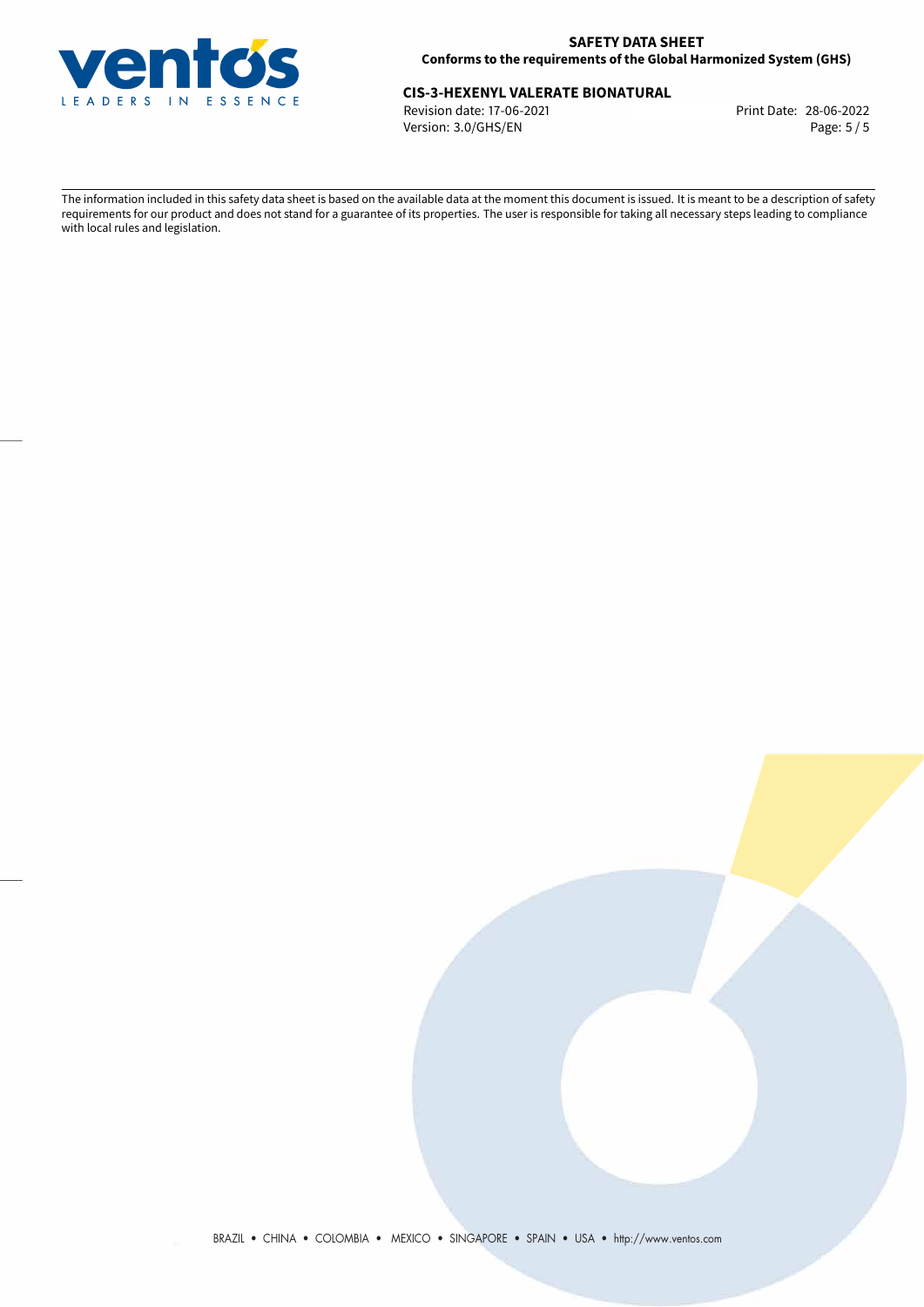The information included in this safety data sheet is based on the available data at the moment this document is issued. It is meant to be a description of safety requirements for our product and does not stand for a guarantee of its properties. The user is responsible for taking all necessary steps leading to compliance with local rules and legislation.